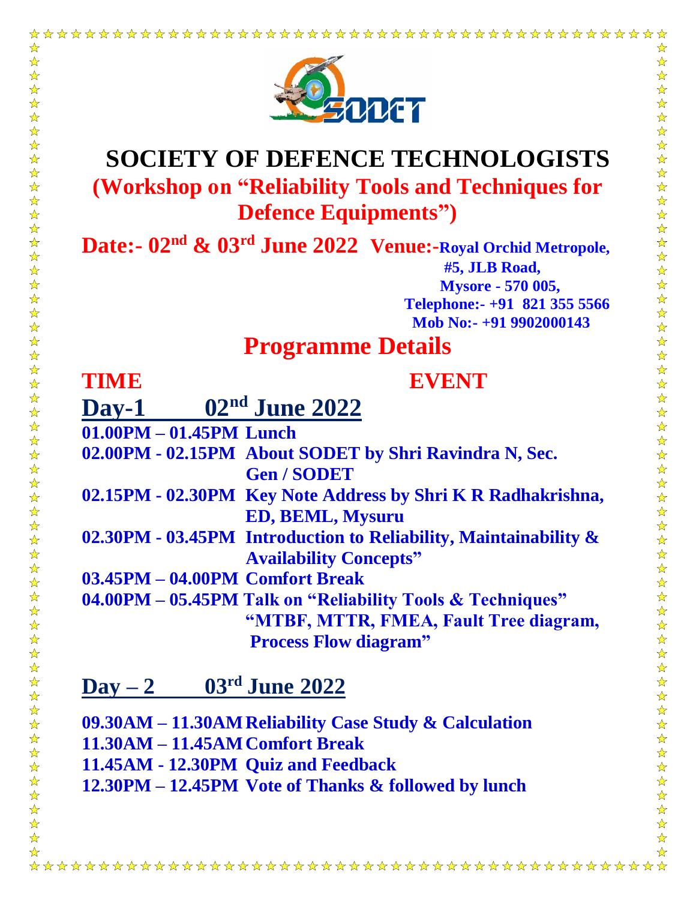# SOCIETY OF DEFENCE TECHNOLOGISTS

## (Workshop on "Reliability Tools and Techniques for Defence Equipments")

**Date:- 02nd & 03rd June 2022**

**Venue:-Royal Orchid Metropole,**
**#5, JLB Road,**
**Mysore - 570 005,**
**Telephone:- +91 821 355 5566**
**Mob No:- +91 9902000143**

## Programme Details

| TIME | EVENT |
|---|---|
| **Day-1 02nd June 2022** | |
| 01.00PM – 01.45PM | Lunch |
| 02.00PM - 02.15PM | About SODET by Shri Ravindra N, Sec. Gen / SODET |
| 02.15PM - 02.30PM | Key Note Address by Shri K R Radhakrishna, ED, BEML, Mysuru |
| 02.30PM - 03.45PM | Introduction to Reliability, Maintainability & Availability Concepts" |
| 03.45PM – 04.00PM | Comfort Break |
| 04.00PM – 05.45PM | Talk on "Reliability Tools & Techniques" "MTBF, MTTR, FMEA, Fault Tree diagram, Process Flow diagram" |
| **Day – 2 03rd June 2022** | |
| 09.30AM – 11.30AM | Reliability Case Study & Calculation |
| 11.30AM – 11.45AM | Comfort Break |
| 11.45AM - 12.30PM | Quiz and Feedback |
| 12.30PM – 12.45PM | Vote of Thanks & followed by lunch |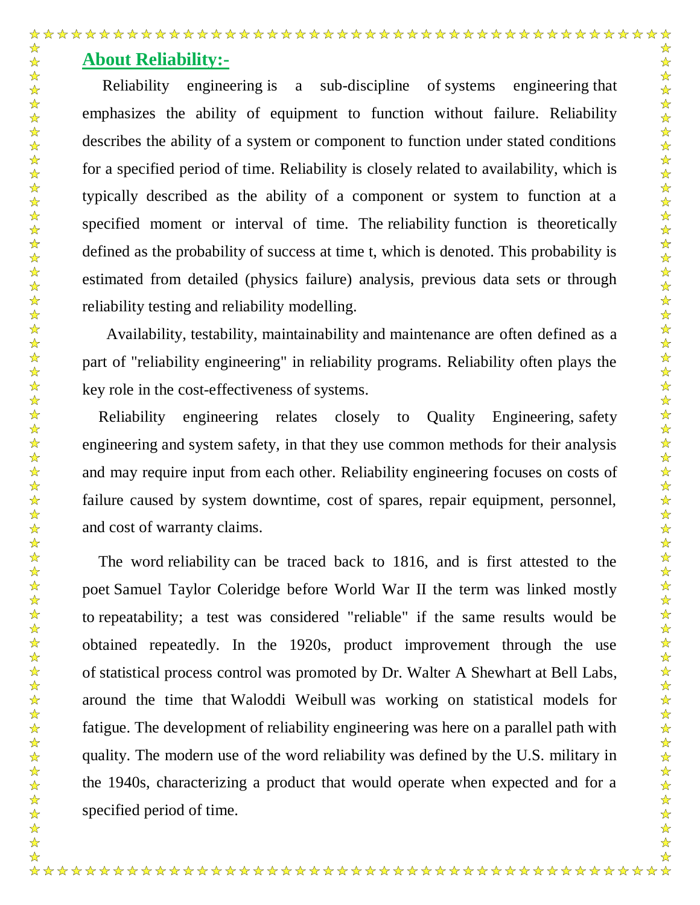## About Reliability:-

Reliability engineering is a sub-discipline of systems engineering that emphasizes the ability of equipment to function without failure. Reliability describes the ability of a system or component to function under stated conditions for a specified period of time. Reliability is closely related to availability, which is typically described as the ability of a component or system to function at a specified moment or interval of time. The reliability function is theoretically defined as the probability of success at time t, which is denoted. This probability is estimated from detailed (physics failure) analysis, previous data sets or through reliability testing and reliability modelling.

Availability, testability, maintainability and maintenance are often defined as a part of "reliability engineering" in reliability programs. Reliability often plays the key role in the cost-effectiveness of systems.

Reliability engineering relates closely to Quality Engineering, safety engineering and system safety, in that they use common methods for their analysis and may require input from each other. Reliability engineering focuses on costs of failure caused by system downtime, cost of spares, repair equipment, personnel, and cost of warranty claims.

The word reliability can be traced back to 1816, and is first attested to the poet Samuel Taylor Coleridge before World War II the term was linked mostly to repeatability; a test was considered "reliable" if the same results would be obtained repeatedly. In the 1920s, product improvement through the use of statistical process control was promoted by Dr. Walter A Shewhart at Bell Labs, around the time that Waloddi Weibull was working on statistical models for fatigue. The development of reliability engineering was here on a parallel path with quality. The modern use of the word reliability was defined by the U.S. military in the 1940s, characterizing a product that would operate when expected and for a specified period of time.